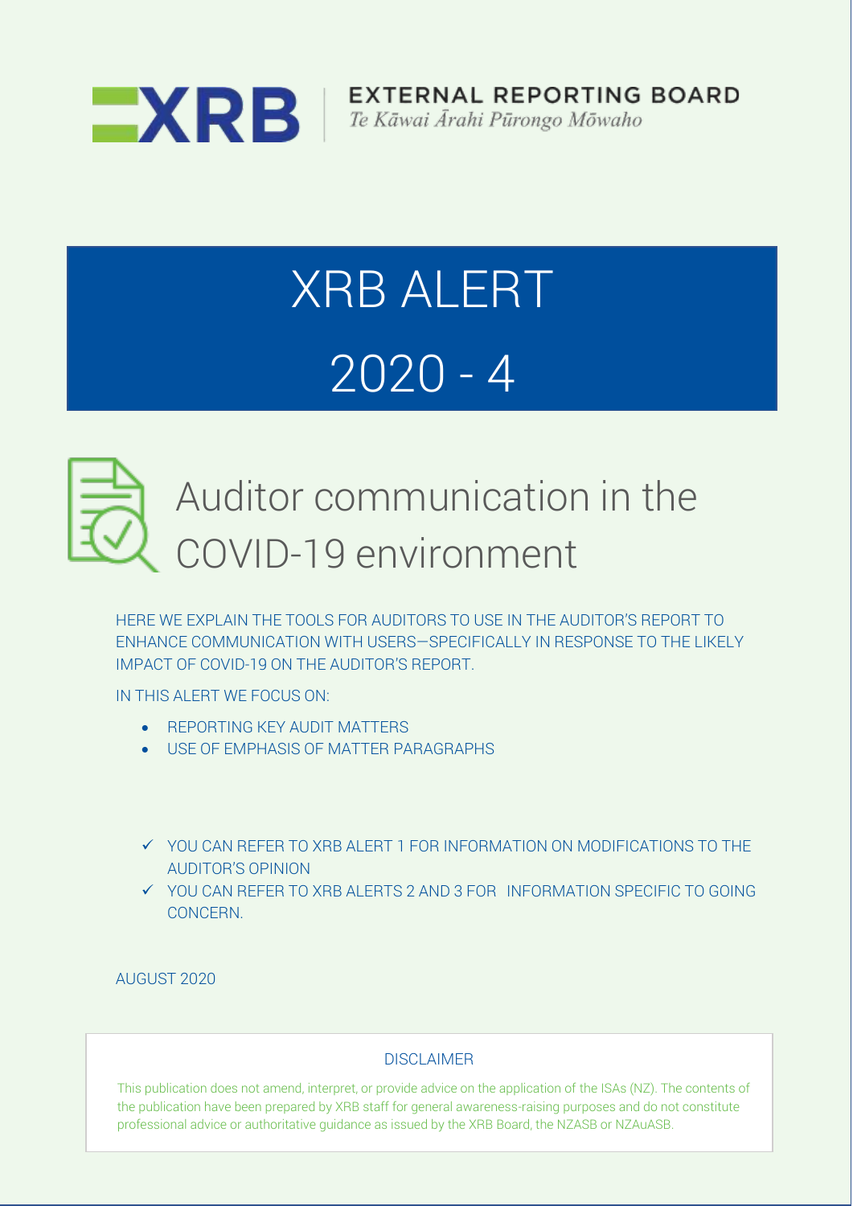EXTERNAL REPORTING BOARD

*Te Kāwai Ārahi Pūrongo Mōwaho*

# XRB ALERT

# 2020 - 4

## Auditor communication in the COVID-19 environment

HERE WE EXPLAIN THE TOOLS FOR AUDITORS TO USE IN THE AUDITOR'S REPORT TO ENHANCE COMMUNICATION WITH USERS—SPECIFICALLY IN RESPONSE TO THE LIKELY IMPACT OF COVID-19 ON THE AUDITOR'S REPORT.

IN THIS ALERT WE FOCUS ON:

- REPORTING KEY AUDIT MATTERS
- USE OF EMPHASIS OF MATTER PARAGRAPHS

- ✓ YOU CAN REFER TO XRB ALERT 1 FOR INFORMATION ON MODIFICATIONS TO THE AUDITOR'S OPINION
- ✓ YOU CAN REFER TO XRB ALERTS 2 AND 3 FOR INFORMATION SPECIFIC TO GOING CONCERN.

AUGUST 2020

DISCLAIMER

This publication does not amend, interpret, or provide advice on the application of the ISAs (NZ). The contents of the publication have been prepared by XRB staff for general awareness-raising purposes and do not constitute professional advice or authoritative guidance as issued by the XRB Board, the NZASB or NZAuASB.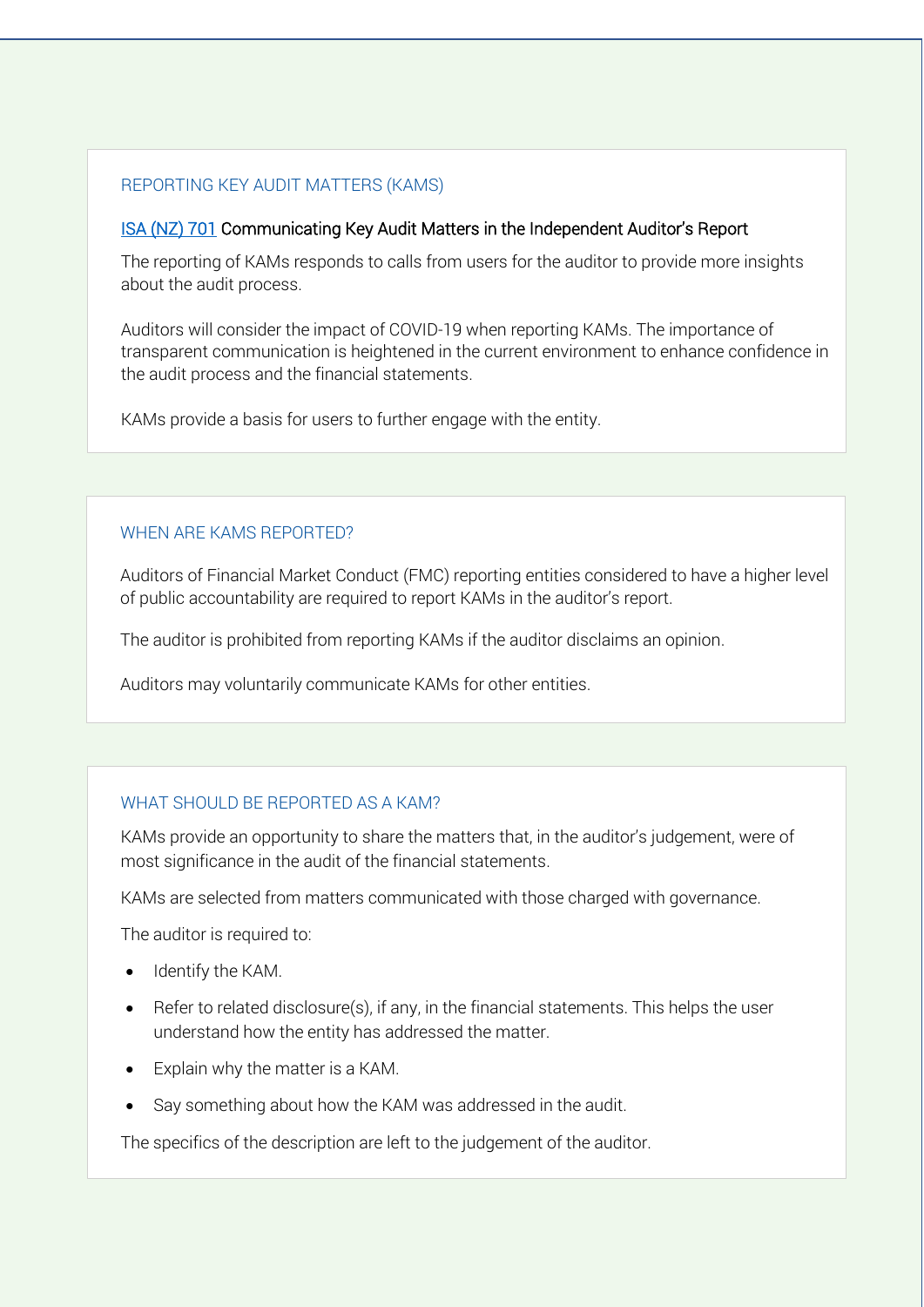## REPORTING KEY AUDIT MATTERS (KAMS)

### [ISA (NZ) 701] Communicating Key Audit Matters in the Independent Auditor's Report

The reporting of KAMs responds to calls from users for the auditor to provide more insights about the audit process.

Auditors will consider the impact of COVID-19 when reporting KAMs. The importance of transparent communication is heightened in the current environment to enhance confidence in the audit process and the financial statements.

KAMs provide a basis for users to further engage with the entity.

## WHEN ARE KAMS REPORTED?

Auditors of Financial Market Conduct (FMC) reporting entities considered to have a higher level of public accountability are required to report KAMs in the auditor's report.

The auditor is prohibited from reporting KAMs if the auditor disclaims an opinion.

Auditors may voluntarily communicate KAMs for other entities.

## WHAT SHOULD BE REPORTED AS A KAM?

KAMs provide an opportunity to share the matters that, in the auditor's judgement, were of most significance in the audit of the financial statements.

KAMs are selected from matters communicated with those charged with governance.

The auditor is required to:

- Identify the KAM.
- Refer to related disclosure(s), if any, in the financial statements. This helps the user understand how the entity has addressed the matter.
- Explain why the matter is a KAM.
- Say something about how the KAM was addressed in the audit.

The specifics of the description are left to the judgement of the auditor.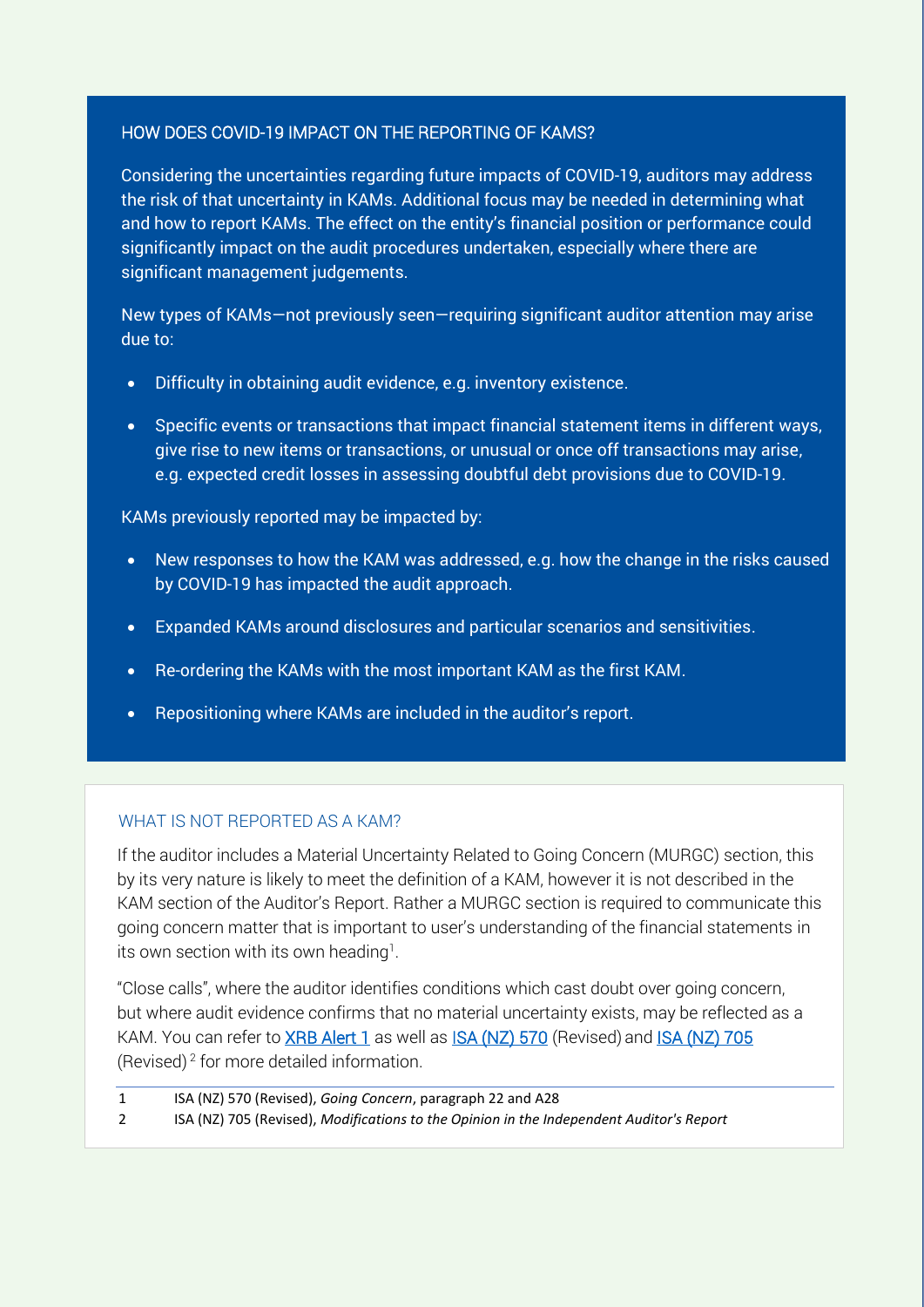## HOW DOES COVID-19 IMPACT ON THE REPORTING OF KAMS?

Considering the uncertainties regarding future impacts of COVID-19, auditors may address the risk of that uncertainty in KAMs. Additional focus may be needed in determining what and how to report KAMs. The effect on the entity's financial position or performance could significantly impact on the audit procedures undertaken, especially where there are significant management judgements.

New types of KAMs—not previously seen—requiring significant auditor attention may arise due to:

- Difficulty in obtaining audit evidence, e.g. inventory existence.
- Specific events or transactions that impact financial statement items in different ways, give rise to new items or transactions, or unusual or once off transactions may arise, e.g. expected credit losses in assessing doubtful debt provisions due to COVID-19.

KAMs previously reported may be impacted by:

- New responses to how the KAM was addressed, e.g. how the change in the risks caused by COVID-19 has impacted the audit approach.
- Expanded KAMs around disclosures and particular scenarios and sensitivities.
- Re-ordering the KAMs with the most important KAM as the first KAM.
- Repositioning where KAMs are included in the auditor's report.

## WHAT IS NOT REPORTED AS A KAM?

If the auditor includes a Material Uncertainty Related to Going Concern (MURGC) section, this by its very nature is likely to meet the definition of a KAM, however it is not described in the KAM section of the Auditor's Report. Rather a MURGC section is required to communicate this going concern matter that is important to user's understanding of the financial statements in its own section with its own heading[1].

"Close calls", where the auditor identifies conditions which cast doubt over going concern, but where audit evidence confirms that no material uncertainty exists, may be reflected as a KAM. You can refer to XRB Alert 1 as well as ISA (NZ) 570 (Revised) and ISA (NZ) 705 (Revised)[2] for more detailed information.

1 ISA (NZ) 570 (Revised), *Going Concern*, paragraph 22 and A28

2 ISA (NZ) 705 (Revised), *Modifications to the Opinion in the Independent Auditor's Report*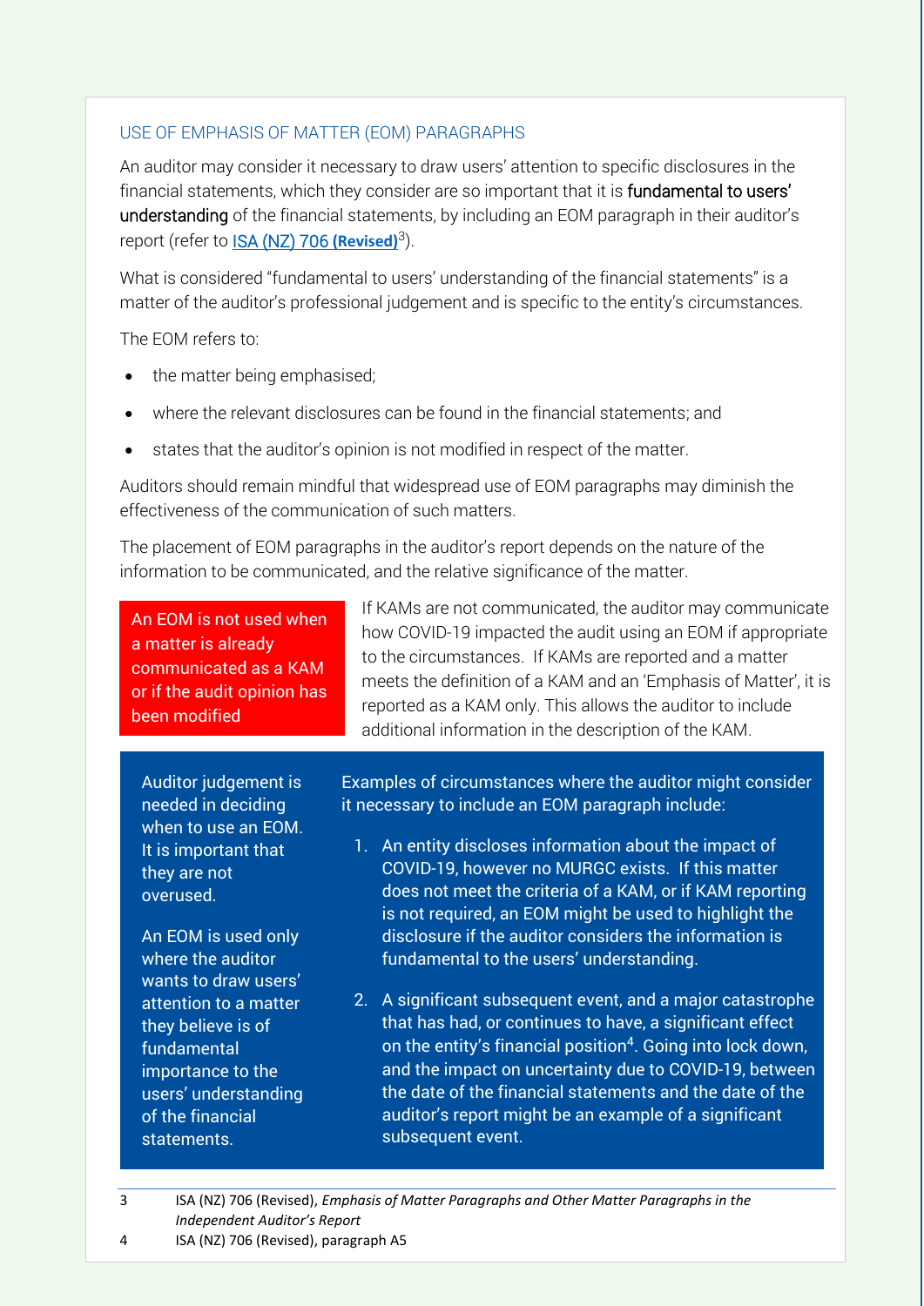## USE OF EMPHASIS OF MATTER (EOM) PARAGRAPHS

An auditor may consider it necessary to draw users' attention to specific disclosures in the financial statements, which they consider are so important that it is **fundamental to users' understanding** of the financial statements, by including an EOM paragraph in their auditor's report (refer to [ISA (NZ) 706 **(Revised)**][3]).

What is considered "fundamental to users' understanding of the financial statements" is a matter of the auditor's professional judgement and is specific to the entity's circumstances.

The EOM refers to:

- the matter being emphasised;
- where the relevant disclosures can be found in the financial statements; and
- states that the auditor's opinion is not modified in respect of the matter.

Auditors should remain mindful that widespread use of EOM paragraphs may diminish the effectiveness of the communication of such matters.

The placement of EOM paragraphs in the auditor's report depends on the nature of the information to be communicated, and the relative significance of the matter.

An EOM is not used when a matter is already communicated as a KAM or if the audit opinion has been modified

If KAMs are not communicated, the auditor may communicate how COVID-19 impacted the audit using an EOM if appropriate to the circumstances. If KAMs are reported and a matter meets the definition of a KAM and an 'Emphasis of Matter', it is reported as a KAM only. This allows the auditor to include additional information in the description of the KAM.

Auditor judgement is needed in deciding when to use an EOM. It is important that they are not overused.

An EOM is used only where the auditor wants to draw users' attention to a matter they believe is of fundamental importance to the users' understanding of the financial statements.

Examples of circumstances where the auditor might consider it necessary to include an EOM paragraph include:

1. An entity discloses information about the impact of COVID-19, however no MURGC exists. If this matter does not meet the criteria of a KAM, or if KAM reporting is not required, an EOM might be used to highlight the disclosure if the auditor considers the information is fundamental to the users' understanding.
2. A significant subsequent event, and a major catastrophe that has had, or continues to have, a significant effect on the entity's financial position[4]. Going into lock down, and the impact on uncertainty due to COVID-19, between the date of the financial statements and the date of the auditor's report might be an example of a significant subsequent event.

---

3 ISA (NZ) 706 (Revised), *Emphasis of Matter Paragraphs and Other Matter Paragraphs in the Independent Auditor's Report*

4 ISA (NZ) 706 (Revised), paragraph A5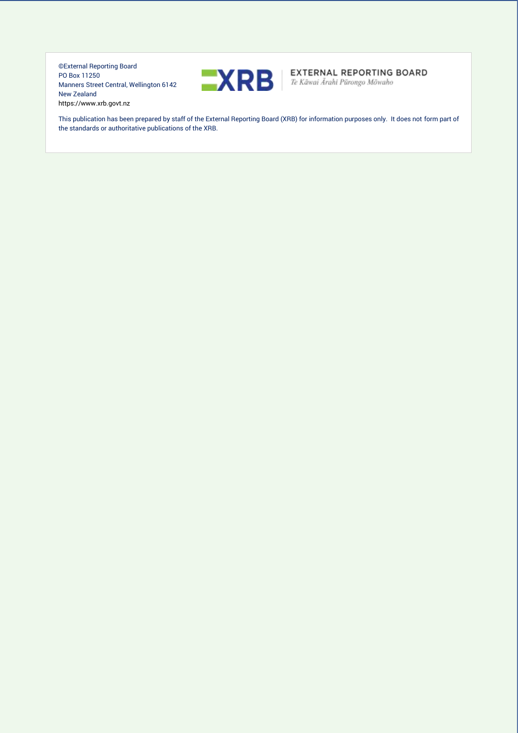©External Reporting Board
PO Box 11250
Manners Street Central, Wellington 6142
New Zealand
https://www.xrb.govt.nz

XRB | EXTERNAL REPORTING BOARD
*Te Kāwai Ārahi Pūrongo Mōwaho*

This publication has been prepared by staff of the External Reporting Board (XRB) for information purposes only. It does not form part of the standards or authoritative publications of the XRB.